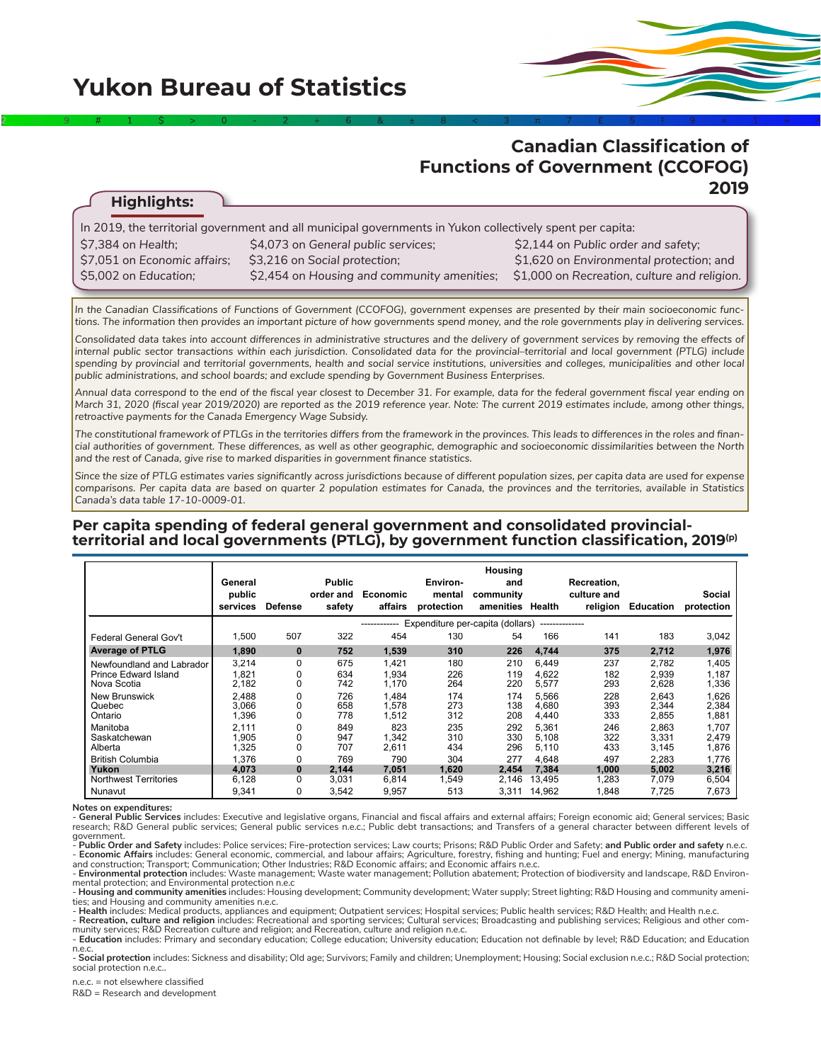# Yukon Bureau of Statistics

## Canadian Classification of Functions of Government (CCOFOG) 2019

### Highlights:

In 2019, the territorial government and all municipal governments in Yukon collectively spent per capita:

| | | |
|---|---|---|
| $7,384 on *Health*; | $4,073 on *General public services*; | $2,144 on *Public order and safety*; |
| $7,051 on *Economic affairs*; | $3,216 on *Social protection*; | $1,620 on *Environmental protection*; and |
| $5,002 on *Education*; | $2,454 on *Housing and community amenities*; | $1,000 on *Recreation, culture and religion*. |

*In the Canadian Classifications of Functions of Government (CCOFOG), government expenses are presented by their main socioeconomic functions. The information then provides an important picture of how governments spend money, and the role governments play in delivering services.*

*Consolidated data takes into account differences in administrative structures and the delivery of government services by removing the effects of internal public sector transactions within each jurisdiction. Consolidated data for the provincial–territorial and local government (PTLG) include spending by provincial and territorial governments, health and social service institutions, universities and colleges, municipalities and other local public administrations, and school boards; and exclude spending by Government Business Enterprises.*

*Annual data correspond to the end of the fiscal year closest to December 31. For example, data for the federal government fiscal year ending on March 31, 2020 (fiscal year 2019/2020) are reported as the 2019 reference year. Note: The current 2019 estimates include, among other things, retroactive payments for the Canada Emergency Wage Subsidy.*

*The constitutional framework of PTLGs in the territories differs from the framework in the provinces. This leads to differences in the roles and financial authorities of government. These differences, as well as other geographic, demographic and socioeconomic dissimilarities between the North and the rest of Canada, give rise to marked disparities in government finance statistics.*

*Since the size of PTLG estimates varies significantly across jurisdictions because of different population sizes, per capita data are used for expense comparisons. Per capita data are based on quarter 2 population estimates for Canada, the provinces and the territories, available in Statistics Canada's data table 17-10-0009-01.*

### Per capita spending of federal general government and consolidated provincial-territorial and local governments (PTLG), by government function classification, 2019(p)

| | General public services | Defense | Public order and safety | Economic affairs | Environmental protection | Housing and community amenities | Health | Recreation, culture and religion | Education | Social protection |
|---|---|---|---|---|---|---|---|---|---|---|
| | Expenditure per-capita (dollars) | | | | | | | | | |
| Federal General Gov't | 1,500 | 507 | 322 | 454 | 130 | 54 | 166 | 141 | 183 | 3,042 |
| **Average of PTLG** | **1,890** | **0** | **752** | **1,539** | **310** | **226** | **4,744** | **375** | **2,712** | **1,976** |
| Newfoundland and Labrador | 3,214 | 0 | 675 | 1,421 | 180 | 210 | 6,449 | 237 | 2,782 | 1,405 |
| Prince Edward Island | 1,821 | 0 | 634 | 1,934 | 226 | 119 | 4,622 | 182 | 2,939 | 1,187 |
| Nova Scotia | 2,182 | 0 | 742 | 1,170 | 264 | 220 | 5,577 | 293 | 2,628 | 1,336 |
| New Brunswick | 2,488 | 0 | 726 | 1,484 | 174 | 174 | 5,566 | 228 | 2,643 | 1,626 |
| Quebec | 3,066 | 0 | 658 | 1,578 | 273 | 138 | 4,680 | 393 | 2,344 | 2,384 |
| Ontario | 1,396 | 0 | 778 | 1,512 | 312 | 208 | 4,440 | 333 | 2,855 | 1,881 |
| Manitoba | 2,111 | 0 | 849 | 823 | 235 | 292 | 5,361 | 246 | 2,863 | 1,707 |
| Saskatchewan | 1,905 | 0 | 947 | 1,342 | 310 | 330 | 5,108 | 322 | 3,331 | 2,479 |
| Alberta | 1,325 | 0 | 707 | 2,611 | 434 | 296 | 5,110 | 433 | 3,145 | 1,876 |
| British Columbia | 1,376 | 0 | 769 | 790 | 304 | 277 | 4,648 | 497 | 2,283 | 1,776 |
| **Yukon** | **4,073** | **0** | **2,144** | **7,051** | **1,620** | **2,454** | **7,384** | **1,000** | **5,002** | **3,216** |
| Northwest Territories | 6,128 | 0 | 3,031 | 6,814 | 1,549 | 2,146 | 13,495 | 1,283 | 7,079 | 6,504 |
| Nunavut | 9,341 | 0 | 3,542 | 9,957 | 513 | 3,311 | 14,962 | 1,848 | 7,725 | 7,673 |

**Notes on expenditures:**

- **General Public Services** includes: Executive and legislative organs, Financial and fiscal affairs and external affairs; Foreign economic aid; General services; Basic research; R&D General public services; General public services n.e.c.; Public debt transactions; and Transfers of a general character between different levels of government.
- **Public Order and Safety** includes: Police services; Fire-protection services; Law courts; Prisons; R&D Public Order and Safety; **and Public order and safety** n.e.c.
- **Economic Affairs** includes: General economic, commercial, and labour affairs; Agriculture, forestry, fishing and hunting; Fuel and energy; Mining, manufacturing and construction; Transport; Communication; Other Industries; R&D Economic affairs; and Economic affairs n.e.c.
- **Environmental protection** includes: Waste management; Waste water management; Pollution abatement; Protection of biodiversity and landscape, R&D Environmental protection; and Environmental protection n.e.c
- **Housing and community amenities** includes: Housing development; Community development; Water supply; Street lighting; R&D Housing and community amenities; and Housing and community amenities n.e.c.
- **Health** includes: Medical products, appliances and equipment; Outpatient services; Hospital services; Public health services; R&D Health; and Health n.e.c.
- **Recreation, culture and religion** includes: Recreational and sporting services; Cultural services; Broadcasting and publishing services; Religious and other community services; R&D Recreation culture and religion; and Recreation, culture and religion n.e.c.
- **Education** includes: Primary and secondary education; College education; University education; Education not definable by level; R&D Education; and Education n.e.c.
- **Social protection** includes: Sickness and disability; Old age; Survivors; Family and children; Unemployment; Housing; Social exclusion n.e.c.; R&D Social protection; social protection n.e.c..

n.e.c. = not elsewhere classified

R&D = Research and development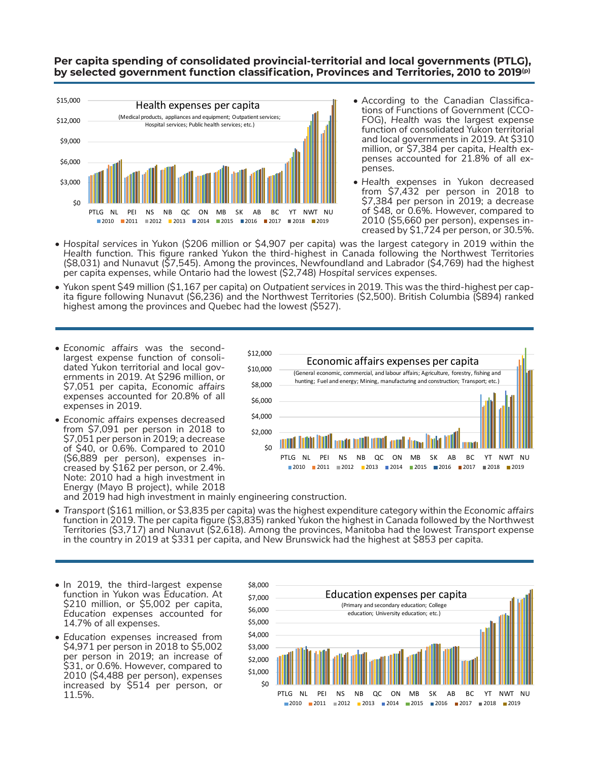## Per capita spending of consolidated provincial-territorial and local governments (PTLG), by selected government function classification, Provinces and Territories, 2010 to 2019(p)

- According to the Canadian Classifications of Functions of Government (CCOFOG), *Health* was the largest expense function of consolidated Yukon territorial and local governments in 2019. At $310 million, or $7,384 per capita, *Health* expenses accounted for 21.8% of all expenses.
- *Health* expenses in Yukon decreased from $7,432 per person in 2018 to $7,384 per person in 2019; a decrease of $48, or 0.6%. However, compared to 2010 ($5,660 per person), expenses increased by $1,724 per person, or 30.5%.
- *Hospital services* in Yukon ($206 million or $4,907 per capita) was the largest category in 2019 within the *Health* function. This figure ranked Yukon the third-highest in Canada following the Northwest Territories ($8,031) and Nunavut ($7,545). Among the provinces, Newfoundland and Labrador ($4,769) had the highest per capita expenses, while Ontario had the lowest ($2,748) *Hospital services* expenses.
- Yukon spent $49 million ($1,167 per capita) on *Outpatient services* in 2019. This was the third-highest per capita figure following Nunavut ($6,236) and the Northwest Territories ($2,500). British Columbia ($894) ranked highest among the provinces and Quebec had the lowest ($527).

---

- *Economic affairs* was the second-largest expense function of consolidated Yukon territorial and local governments in 2019. At $296 million, or $7,051 per capita, *Economic affairs* expenses accounted for 20.8% of all expenses in 2019.
- *Economic affairs* expenses decreased from $7,091 per person in 2018 to $7,051 per person in 2019; a decrease of $40, or 0.6%. Compared to 2010 ($6,889 per person), expenses increased by $162 per person, or 2.4%. Note: 2010 had a high investment in Energy (Mayo B project), while 2018 and 2019 had high investment in mainly engineering construction.
- *Transport* ($161 million, or $3,835 per capita) was the highest expenditure category within the *Economic affairs* function in 2019. The per capita figure ($3,835) ranked Yukon the highest in Canada followed by the Northwest Territories ($3,717) and Nunavut ($2,618). Among the provinces, Manitoba had the lowest *Transport* expense in the country in 2019 at $331 per capita, and New Brunswick had the highest at $853 per capita.

---

- In 2019, the third-largest expense function in Yukon was *Education*. At $210 million, or $5,002 per capita, *Education* expenses accounted for 14.7% of all expenses.
- *Education* expenses increased from $4,971 per person in 2018 to $5,002 per person in 2019; an increase of $31, or 0.6%. However, compared to 2010 ($4,488 per person), expenses increased by $514 per person, or 11.5%.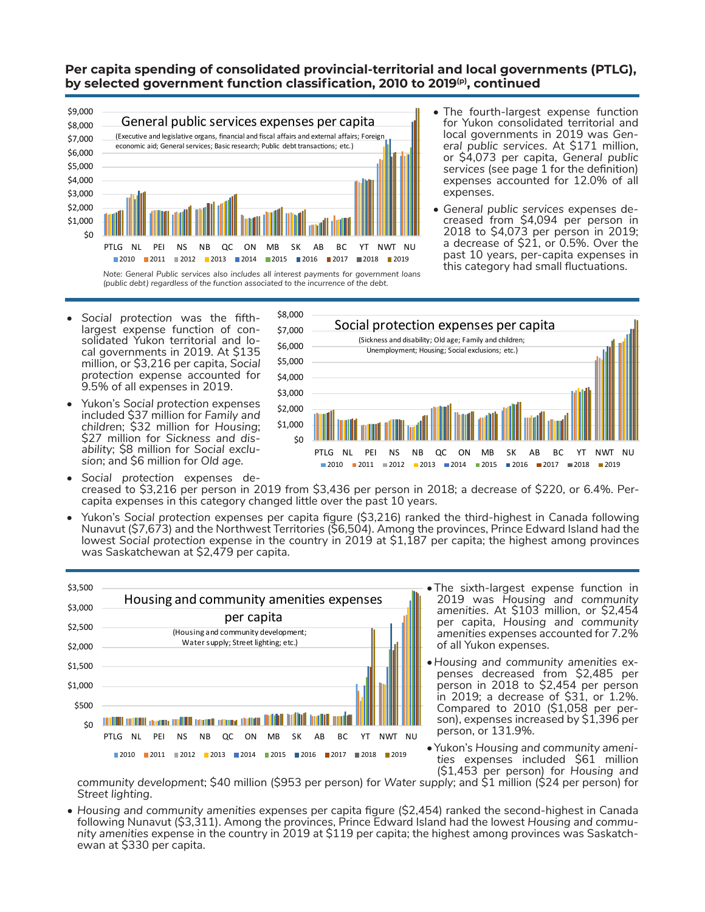## Per capita spending of consolidated provincial-territorial and local governments (PTLG), by selected government function classification, 2010 to 2019(p), continued

- The fourth-largest expense function for Yukon consolidated territorial and local governments in 2019 was *General public services*. At $171 million, or $4,073 per capita, *General public services* (see page 1 for the definition) expenses accounted for 12.0% of all expenses.
- *General public services* expenses decreased from $4,094 per person in 2018 to $4,073 per person in 2019; a decrease of $21, or 0.5%. Over the past 10 years, per-capita expenses in this category had small fluctuations.

*Note: General Public services also includes all interest payments for government loans (public debt) regardless of the function associated to the incurrence of the debt.*

- *Social protection* was the fifth-largest expense function of consolidated Yukon territorial and local governments in 2019. At $135 million, or $3,216 per capita, *Social protection* expense accounted for 9.5% of all expenses in 2019.
- Yukon's *Social protection* expenses included $37 million for *Family and children*; $32 million for *Housing*; $27 million for *Sickness and disability*; $8 million for *Social exclusion*; and $6 million for *Old age*.
- *Social protection* expenses decreased to $3,216 per person in 2019 from $3,436 per person in 2018; a decrease of $220, or 6.4%. Per-capita expenses in this category changed little over the past 10 years.
- Yukon's *Social protection* expenses per capita figure ($3,216) ranked the third-highest in Canada following Nunavut ($7,673) and the Northwest Territories ($6,504). Among the provinces, Prince Edward Island had the lowest *Social protection* expense in the country in 2019 at $1,187 per capita; the highest among provinces was Saskatchewan at $2,479 per capita.

- The sixth-largest expense function in 2019 was *Housing and community amenities*. At $103 million, or $2,454 per capita, *Housing and community amenities* expenses accounted for 7.2% of all Yukon expenses.
- *Housing and community amenities* expenses decreased from $2,485 per person in 2018 to $2,454 per person in 2019; a decrease of $31, or 1.2%. Compared to 2010 ($1,058 per person), expenses increased by $1,396 per person, or 131.9%.
- Yukon's *Housing and community amenities* expenses included $61 million ($1,453 per person) for *Housing and community development*; $40 million ($953 per person) for *Water supply*; and $1 million ($24 per person) for *Street lighting*.
- *Housing and community amenities* expenses per capita figure ($2,454) ranked the second-highest in Canada following Nunavut ($3,311). Among the provinces, Prince Edward Island had the lowest *Housing and community amenities* expense in the country in 2019 at $119 per capita; the highest among provinces was Saskatchewan at $330 per capita.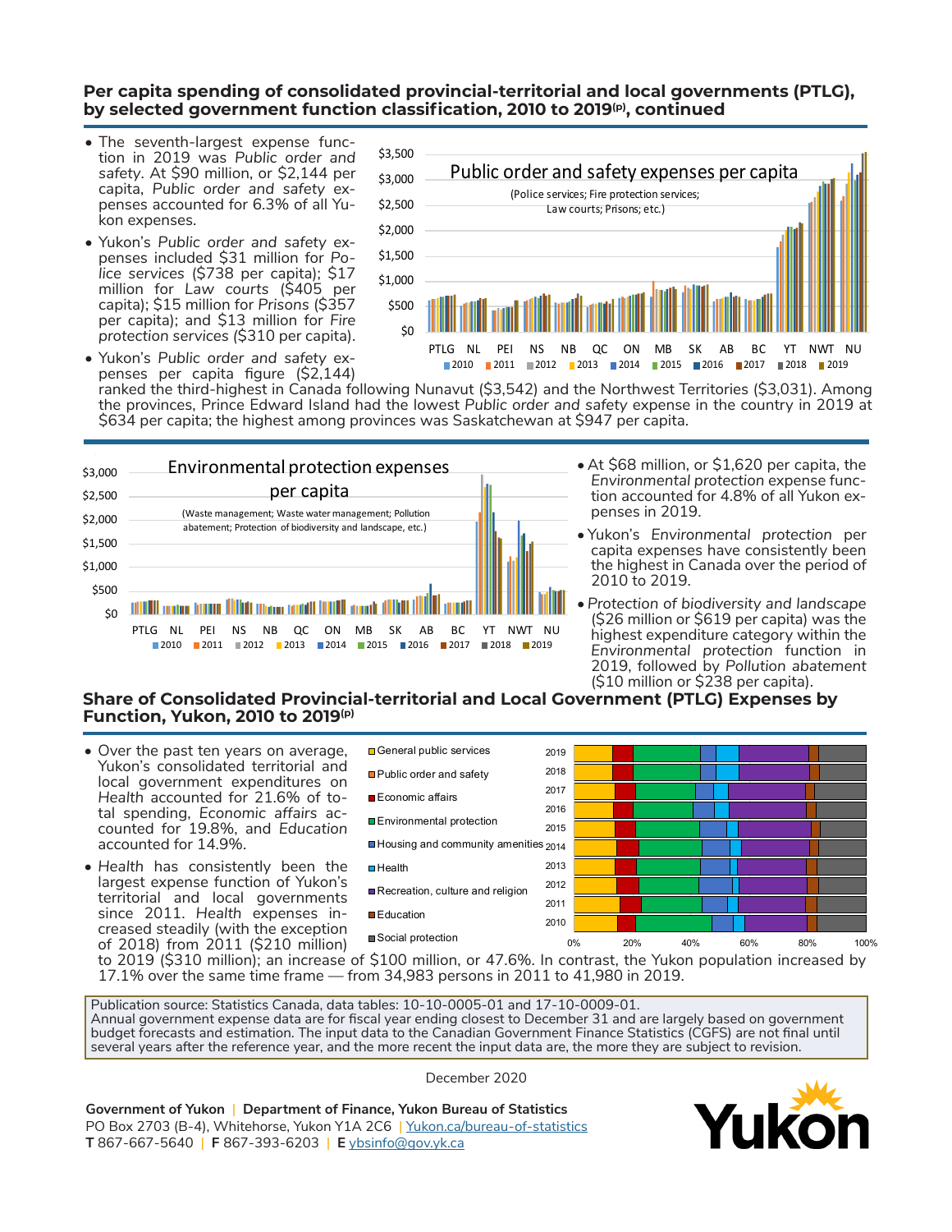## Per capita spending of consolidated provincial-territorial and local governments (PTLG), by selected government function classification, 2010 to 2019(p), continued

- The seventh-largest expense function in 2019 was *Public order and safety*. At $90 million, or $2,144 per capita, *Public order and safety* expenses accounted for 6.3% of all Yukon expenses.
- Yukon's *Public order and safety* expenses included $31 million for *Police services* ($738 per capita); $17 million for *Law courts* ($405 per capita); $15 million for *Prisons* ($357 per capita); and $13 million for *Fire protection services* ($310 per capita).
- Yukon's *Public order and safety* expenses per capita figure ($2,144) ranked the third-highest in Canada following Nunavut ($3,542) and the Northwest Territories ($3,031). Among the provinces, Prince Edward Island had the lowest *Public order and safety* expense in the country in 2019 at $634 per capita; the highest among provinces was Saskatchewan at $947 per capita.

Public order and safety expenses per capita
(Police services; Fire protection services; Law courts; Prisons; etc.)
$3,500
$3,000
$2,500
$2,000
$1,500
$1,000
$500
$0
PTLG NL PEI NS NB QC ON MB SK AB BC YT NWT NU
2010 2011 2012 2013 2014 2015 2016 2017 2018 2019

Environmental protection expenses per capita
(Waste management; Waste water management; Pollution abatement; Protection of biodiversity and landscape, etc.)
$3,000
$2,500
$2,000
$1,500
$1,000
$500
$0
PTLG NL PEI NS NB QC ON MB SK AB BC YT NWT NU
2010 2011 2012 2013 2014 2015 2016 2017 2018 2019

- At $68 million, or $1,620 per capita, the *Environmental protection* expense function accounted for 4.8% of all Yukon expenses in 2019.
- Yukon's *Environmental protection* per capita expenses have consistently been the highest in Canada over the period of 2010 to 2019.
- *Protection of biodiversity and landscape* ($26 million or $619 per capita) was the highest expenditure category within the *Environmental protection* function in 2019, followed by *Pollution abatement* ($10 million or $238 per capita).

## Share of Consolidated Provincial-territorial and Local Government (PTLG) Expenses by Function, Yukon, 2010 to 2019(p)

- Over the past ten years on average, Yukon's consolidated territorial and local government expenditures on *Health* accounted for 21.6% of total spending, *Economic affairs* accounted for 19.8%, and *Education* accounted for 14.9%.
- *Health* has consistently been the largest expense function of Yukon's territorial and local governments since 2011. *Health* expenses increased steadily (with the exception of 2018) from 2011 ($210 million) to 2019 ($310 million); an increase of $100 million, or 47.6%. In contrast, the Yukon population increased by 17.1% over the same time frame — from 34,983 persons in 2011 to 41,980 in 2019.

General public services
Public order and safety
Economic affairs
Environmental protection
Housing and community amenities
Health
Recreation, culture and religion
Education
Social protection
2019 2018 2017 2016 2015 2014 2013 2012 2011 2010
0% 20% 40% 60% 80% 100%

Publication source: Statistics Canada, data tables: 10-10-0005-01 and 17-10-0009-01.
Annual government expense data are for fiscal year ending closest to December 31 and are largely based on government budget forecasts and estimation. The input data to the Canadian Government Finance Statistics (CGFS) are not final until several years after the reference year, and the more recent the input data are, the more they are subject to revision.

December 2020

**Government of Yukon | Department of Finance, Yukon Bureau of Statistics**
PO Box 2703 (B-4), Whitehorse, Yukon Y1A 2C6 | Yukon.ca/bureau-of-statistics
**T** 867-667-5640 | **F** 867-393-6203 | **E** ybsinfo@gov.yk.ca

Yukon